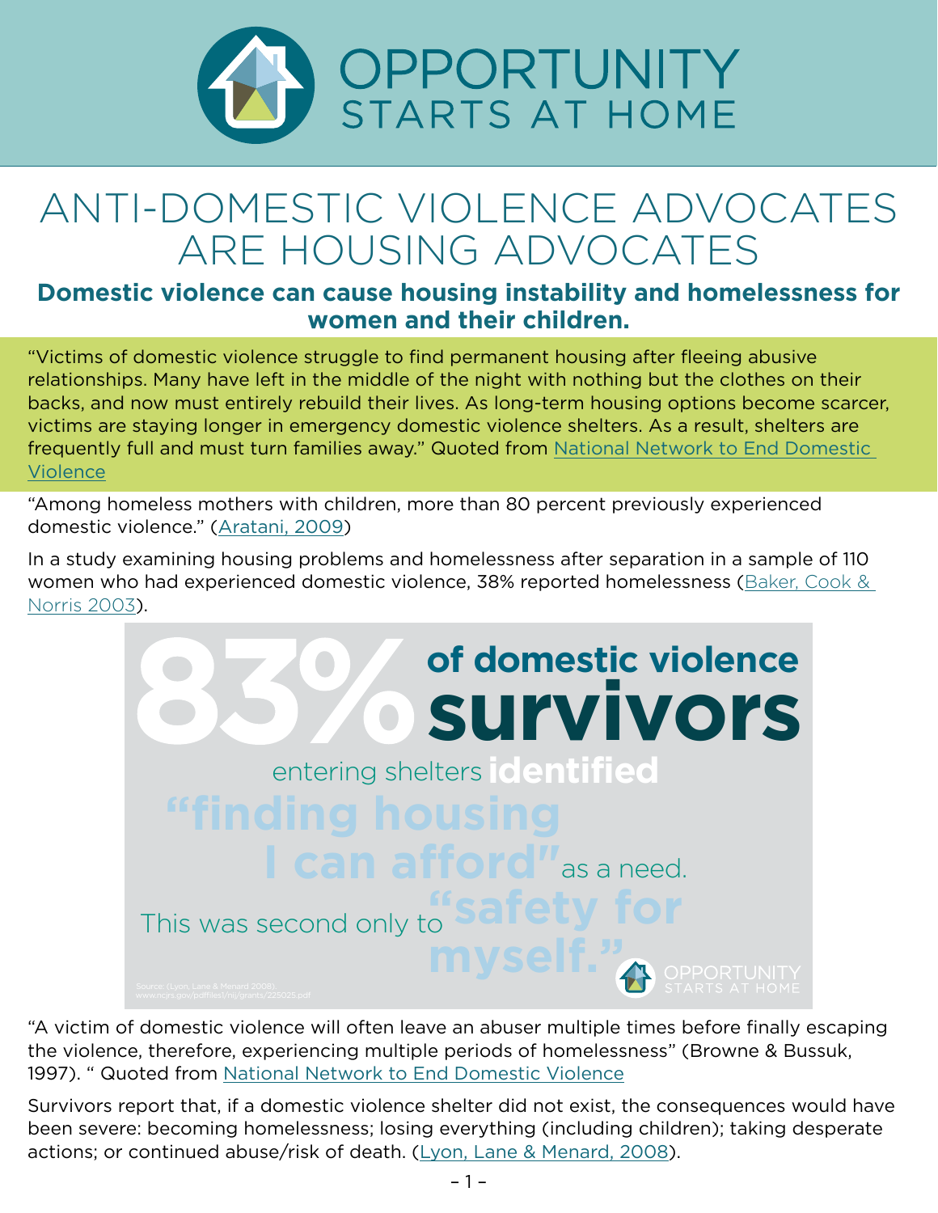# OPPORTUNITY STARTS AT HOME

# ANTI-DOMESTIC VIOLENCE ADVOCATES ARE HOUSING ADVOCATES

## Domestic violence can cause housing instability and homelessness for women and their children.

"Victims of domestic violence struggle to find permanent housing after fleeing abusive relationships. Many have left in the middle of the night with nothing but the clothes on their backs, and now must entirely rebuild their lives. As long-term housing options become scarcer, victims are staying longer in emergency domestic violence shelters. As a result, shelters are frequently full and must turn families away." Quoted from National Network to End Domestic Violence

"Among homeless mothers with children, more than 80 percent previously experienced domestic violence." (Aratani, 2009)

In a study examining housing problems and homelessness after separation in a sample of 110 women who had experienced domestic violence, 38% reported homelessness (Baker, Cook & Norris 2003).

**83% of domestic violence survivors** entering shelters **identified "finding housing I can afford"** as a need. This was second only to **"safety for myself."**

Source: (Lyon, Lane & Menard 2008) www.ncjrs.gov/pdffiles1/nij/grants/225025.pdf

"A victim of domestic violence will often leave an abuser multiple times before finally escaping the violence, therefore, experiencing multiple periods of homelessness" (Browne & Bussuk, 1997). " Quoted from National Network to End Domestic Violence

Survivors report that, if a domestic violence shelter did not exist, the consequences would have been severe: becoming homelessness; losing everything (including children); taking desperate actions; or continued abuse/risk of death. (Lyon, Lane & Menard, 2008).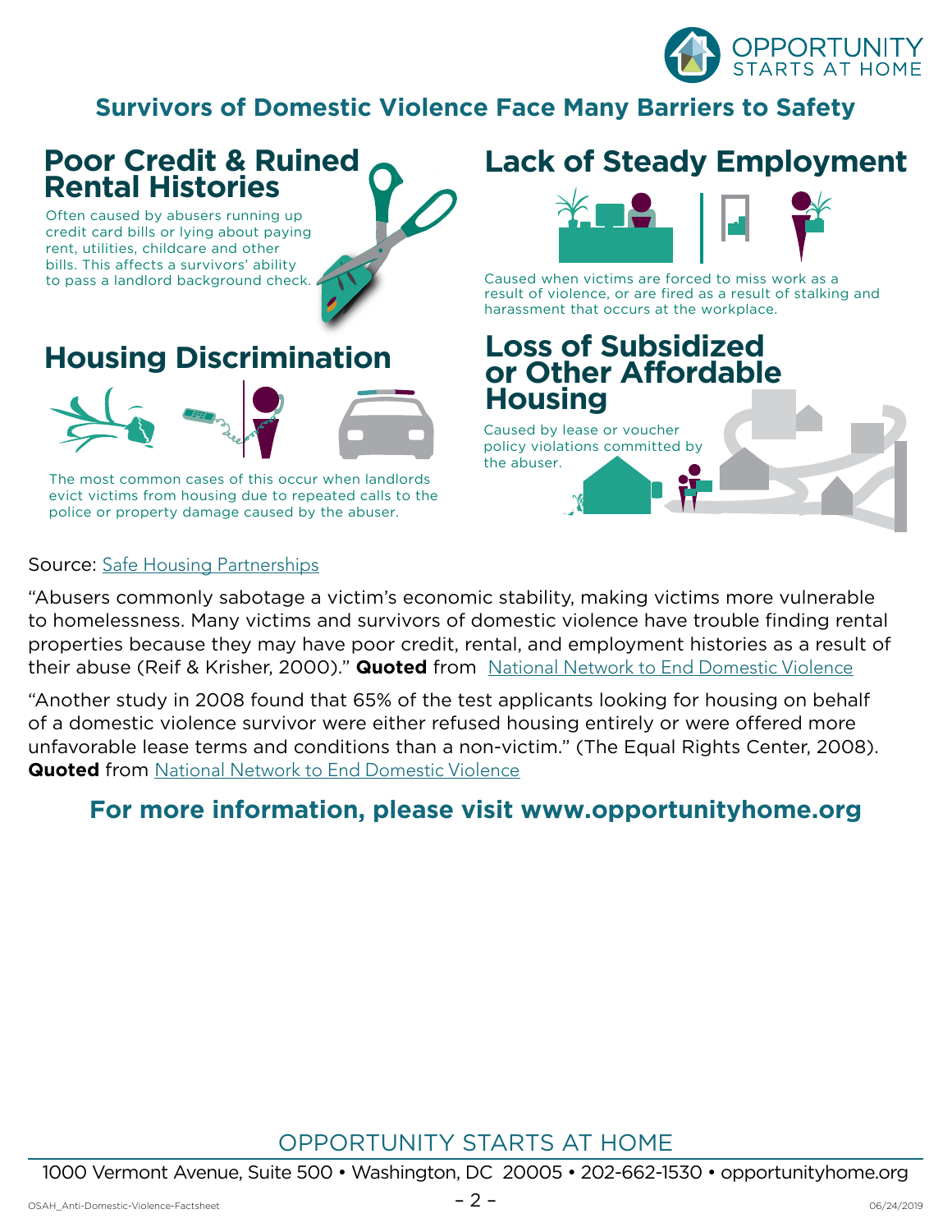## Survivors of Domestic Violence Face Many Barriers to Safety

### Poor Credit & Ruined Rental Histories

Often caused by abusers running up credit card bills or lying about paying rent, utilities, childcare and other bills. This affects a survivors' ability to pass a landlord background check.

### Lack of Steady Employment

Caused when victims are forced to miss work as a result of violence, or are fired as a result of stalking and harassment that occurs at the workplace.

### Housing Discrimination

The most common cases of this occur when landlords evict victims from housing due to repeated calls to the police or property damage caused by the abuser.

### Loss of Subsidized or Other Affordable Housing

Caused by lease or voucher policy violations committed by the abuser.

Source: Safe Housing Partnerships

"Abusers commonly sabotage a victim's economic stability, making victims more vulnerable to homelessness. Many victims and survivors of domestic violence have trouble finding rental properties because they may have poor credit, rental, and employment histories as a result of their abuse (Reif & Krisher, 2000)." **Quoted** from National Network to End Domestic Violence

"Another study in 2008 found that 65% of the test applicants looking for housing on behalf of a domestic violence survivor were either refused housing entirely or were offered more unfavorable lease terms and conditions than a non-victim." (The Equal Rights Center, 2008). **Quoted** from National Network to End Domestic Violence

**For more information, please visit www.opportunityhome.org**

OPPORTUNITY STARTS AT HOME

1000 Vermont Avenue, Suite 500 • Washington, DC 20005 • 202-662-1530 • opportunityhome.org